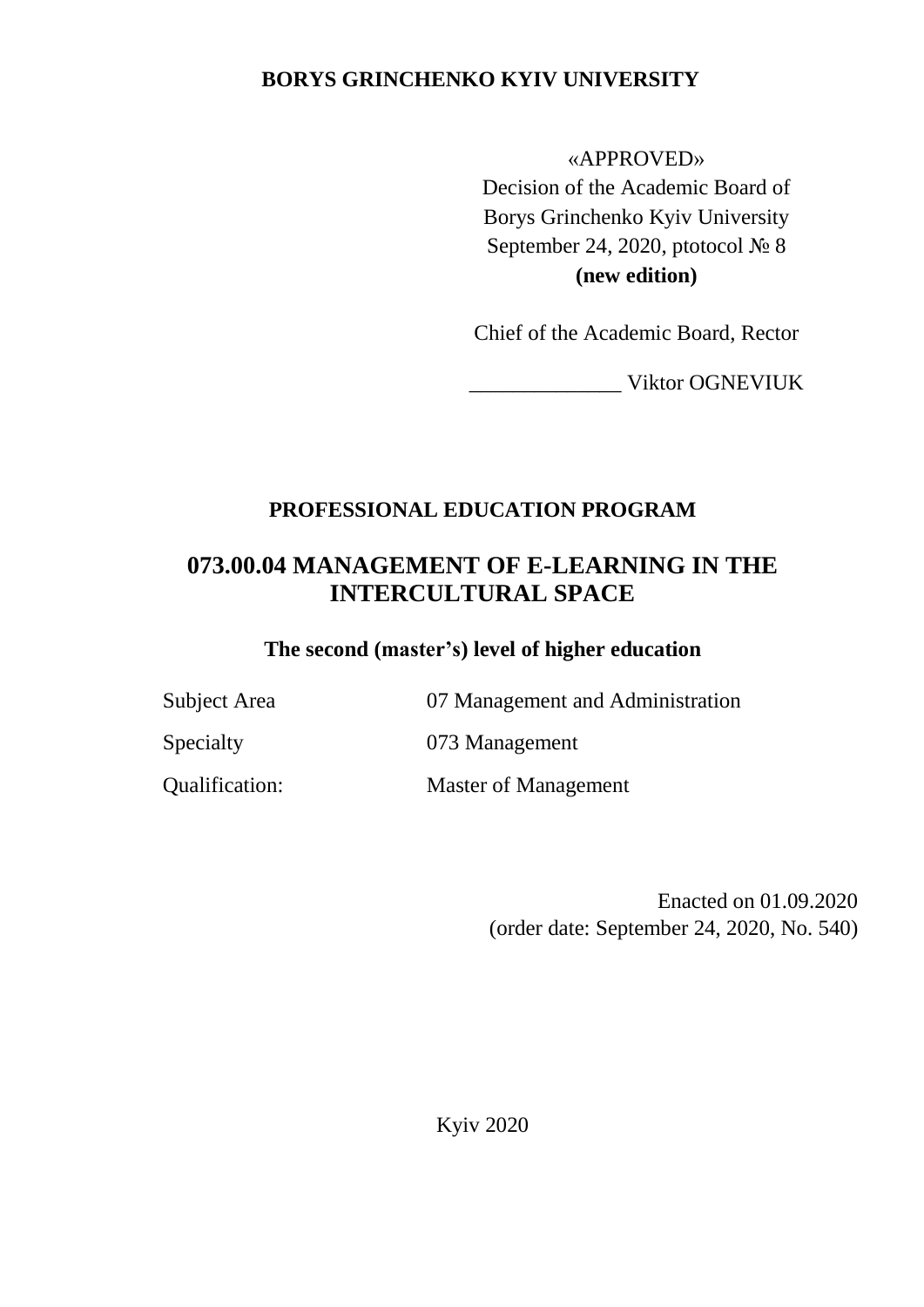**BORYS GRINCHENKO KYIV UNIVERSITY**

«APPROVED»
Decision of the Academic Board of
Borys Grinchenko Kyiv University
September 24, 2020, ptotocol № 8
**(new edition)**

Chief of the Academic Board, Rector

______________ Viktor OGNEVIUK

**PROFESSIONAL EDUCATION PROGRAM**

# 073.00.04 MANAGEMENT OF E-LEARNING IN THE INTERCULTURAL SPACE

**The second (master's) level of higher education**

| | |
|---|---|
| Subject Area | 07 Management and Administration |
| Specialty | 073 Management |
| Qualification: | Master of Management |

Enacted on 01.09.2020
(order date: September 24, 2020, No. 540)

Kyiv 2020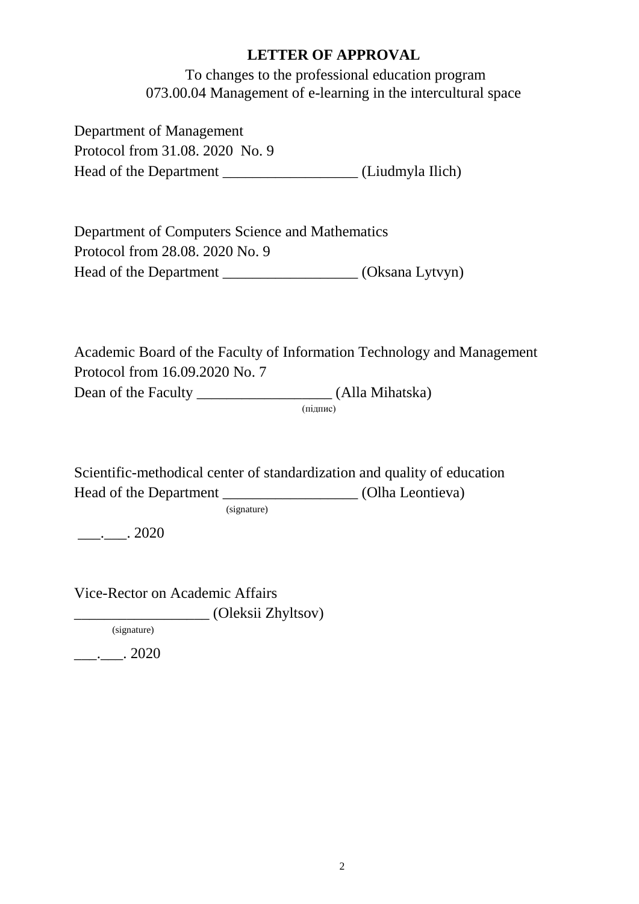**LETTER OF APPROVAL**

To changes to the professional education program
073.00.04 Management of e-learning in the intercultural space

Department of Management
Protocol from 31.08. 2020 No. 9
Head of the Department __________________ (Liudmyla Ilich)

Department of Computers Science and Mathematics
Protocol from 28.08. 2020 No. 9
Head of the Department __________________ (Oksana Lytvyn)

Academic Board of the Faculty of Information Technology and Management
Protocol from 16.09.2020 No. 7
Dean of the Faculty __________________ (Alla Mihatska)
(підпис)

Scientific-methodical center of standardization and quality of education
Head of the Department __________________ (Olha Leontieva)
(signature)

___.___. 2020

Vice-Rector on Academic Affairs
__________________ (Oleksii Zhyltsov)
(signature)

___.___. 2020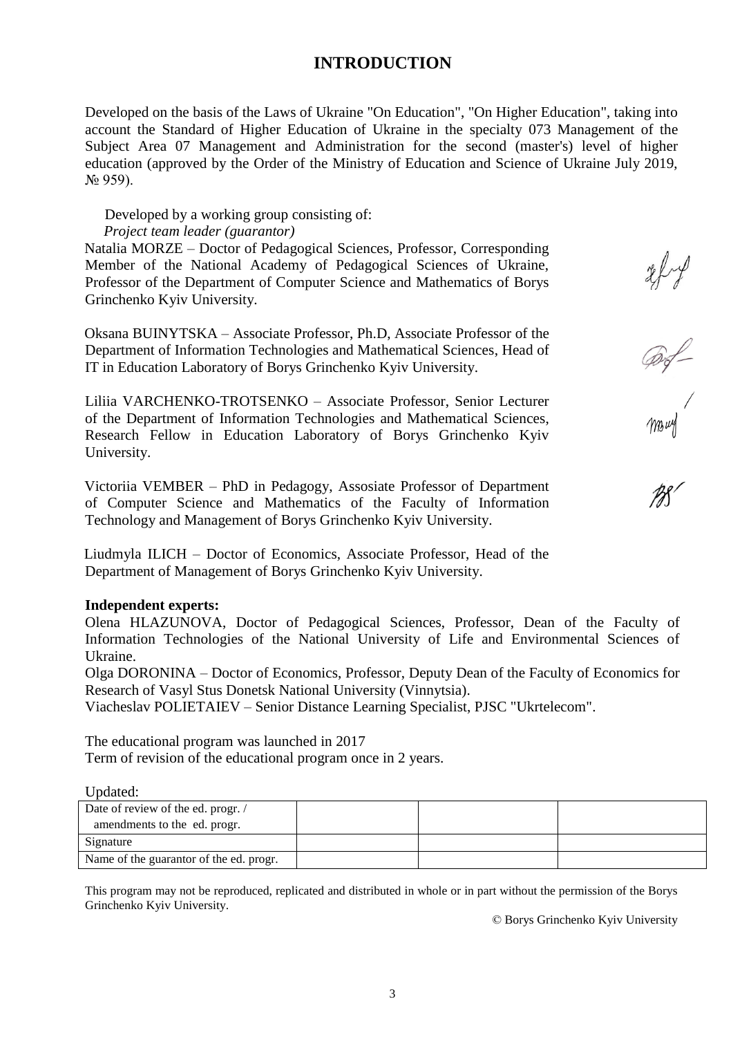# INTRODUCTION

Developed on the basis of the Laws of Ukraine "On Education", "On Higher Education", taking into account the Standard of Higher Education of Ukraine in the specialty 073 Management of the Subject Area 07 Management and Administration for the second (master's) level of higher education (approved by the Order of the Ministry of Education and Science of Ukraine July 2019, № 959).

Developed by a working group consisting of:

*Project team leader (guarantor)*

Natalia MORZE – Doctor of Pedagogical Sciences, Professor, Corresponding Member of the National Academy of Pedagogical Sciences of Ukraine, Professor of the Department of Computer Science and Mathematics of Borys Grinchenko Kyiv University.

Oksana BUINYTSKA – Associate Professor, Ph.D, Associate Professor of the Department of Information Technologies and Mathematical Sciences, Head of IT in Education Laboratory of Borys Grinchenko Kyiv University.

Liliia VARCHENKO-TROTSENKO – Associate Professor, Senior Lecturer of the Department of Information Technologies and Mathematical Sciences, Research Fellow in Education Laboratory of Borys Grinchenko Kyiv University.

Victoriia VEMBER – PhD in Pedagogy, Assosiate Professor of Department of Computer Science and Mathematics of the Faculty of Information Technology and Management of Borys Grinchenko Kyiv University.

Liudmyla ILICH – Doctor of Economics, Associate Professor, Head of the Department of Management of Borys Grinchenko Kyiv University.

**Independent experts:**

Olena HLAZUNOVA, Doctor of Pedagogical Sciences, Professor, Dean of the Faculty of Information Technologies of the National University of Life and Environmental Sciences of Ukraine.

Olga DORONINA – Doctor of Economics, Professor, Deputy Dean of the Faculty of Economics for Research of Vasyl Stus Donetsk National University (Vinnytsia).

Viacheslav POLIETAIEV – Senior Distance Learning Specialist, PJSC "Ukrtelecom".

The educational program was launched in 2017

Term of revision of the educational program once in 2 years.

Updated:

| Date of review of the ed. progr. / amendments to the ed. progr. | | | |
|---|---|---|---|
| Signature | | | |
| Name of the guarantor of the ed. progr. | | | |

This program may not be reproduced, replicated and distributed in whole or in part without the permission of the Borys Grinchenko Kyiv University.

© Borys Grinchenko Kyiv University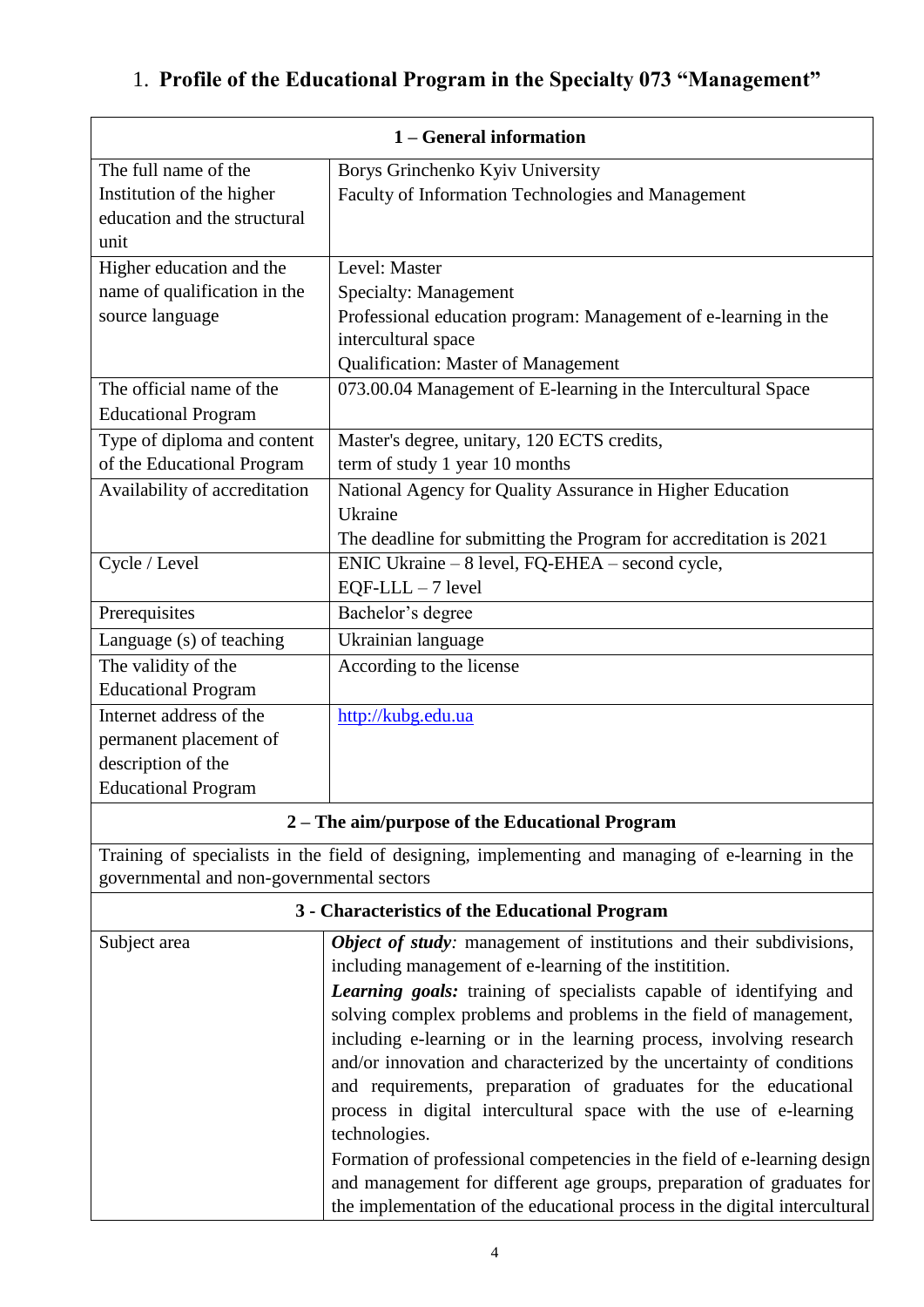# 1. Profile of the Educational Program in the Specialty 073 “Management”

| 1 – General information | |
|---|---|
| The full name of the Institution of the higher education and the structural unit | Borys Grinchenko Kyiv University<br>Faculty of Information Technologies and Management |
| Higher education and the name of qualification in the source language | Level: Master<br>Specialty: Management<br>Professional education program: Management of e-learning in the intercultural space<br>Qualification: Master of Management |
| The official name of the Educational Program | 073.00.04 Management of E-learning in the Intercultural Space |
| Type of diploma and content of the Educational Program | Master's degree, unitary, 120 ECTS credits,<br>term of study 1 year 10 months |
| Availability of accreditation | National Agency for Quality Assurance in Higher Education Ukraine<br>The deadline for submitting the Program for accreditation is 2021 |
| Cycle / Level | ENIC Ukraine – 8 level, FQ-EHEA – second cycle,<br>EQF-LLL – 7 level |
| Prerequisites | Bachelor’s degree |
| Language (s) of teaching | Ukrainian language |
| The validity of the Educational Program | According to the license |
| Internet address of the permanent placement of description of the Educational Program | http://kubg.edu.ua |
| **2 – The aim/purpose of the Educational Program** | |
| Training of specialists in the field of designing, implementing and managing of e-learning in the governmental and non-governmental sectors | |
| **3 - Characteristics of the Educational Program** | |
| Subject area | ***Object of study:*** management of institutions and their subdivisions, including management of e-learning of the institition.<br>***Learning goals:*** training of specialists capable of identifying and solving complex problems and problems in the field of management, including e-learning or in the learning process, involving research and/or innovation and characterized by the uncertainty of conditions and requirements, preparation of graduates for the educational process in digital intercultural space with the use of e-learning technologies.<br>Formation of professional competencies in the field of e-learning design and management for different age groups, preparation of graduates for the implementation of the educational process in the digital intercultural |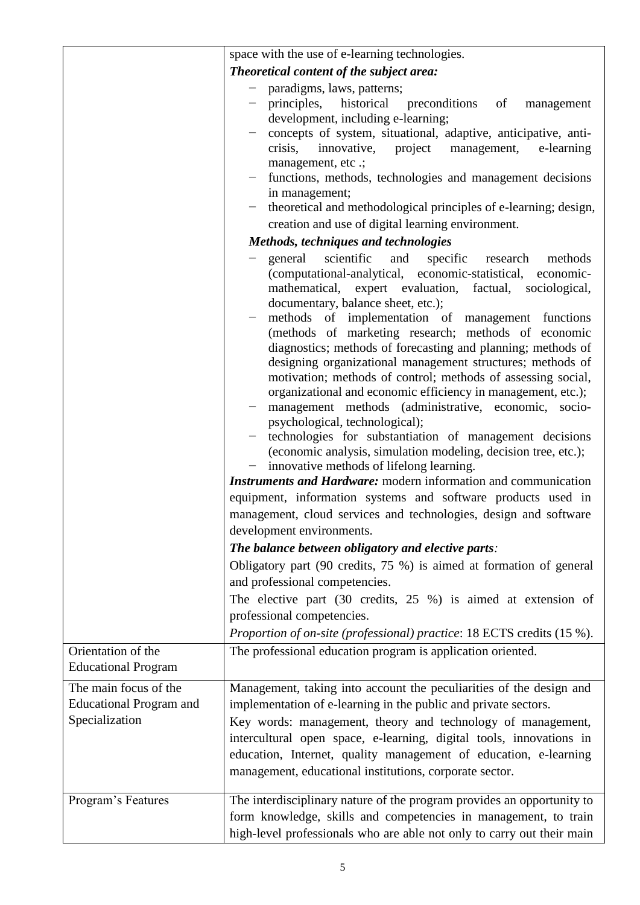|  |  |
|---|---|
|  | space with the use of e-learning technologies.<br>***Theoretical content of the subject area:***<br>− paradigms, laws, patterns;<br>− principles, historical preconditions of management development, including e-learning;<br>− concepts of system, situational, adaptive, anticipative, anti-crisis, innovative, project management, e-learning management, etc .;<br>− functions, methods, technologies and management decisions in management;<br>− theoretical and methodological principles of e-learning; design, creation and use of digital learning environment.<br>***Methods, techniques and technologies***<br>− general scientific and specific research methods (computational-analytical, economic-statistical, economic-mathematical, expert evaluation, factual, sociological, documentary, balance sheet, etc.);<br>− methods of implementation of management functions (methods of marketing research; methods of economic diagnostics; methods of forecasting and planning; methods of designing organizational management structures; methods of motivation; methods of control; methods of assessing social, organizational and economic efficiency in management, etc.);<br>− management methods (administrative, economic, socio-psychological, technological);<br>− technologies for substantiation of management decisions (economic analysis, simulation modeling, decision tree, etc.);<br>− innovative methods of lifelong learning.<br>***Instruments and Hardware:*** modern information and communication equipment, information systems and software products used in management, cloud services and technologies, design and software development environments.<br>***The balance between obligatory and elective parts****:*<br>Obligatory part (90 credits, 75 %) is aimed at formation of general and professional competencies.<br>The elective part (30 credits, 25 %) is aimed at extension of professional competencies.<br>*Proportion of on-site (professional) practice*: 18 ECTS credits (15 %). |
| Orientation of the Educational Program | The professional education program is application oriented. |
| The main focus of the Educational Program and Specialization | Management, taking into account the peculiarities of the design and implementation of e-learning in the public and private sectors.<br>Key words: management, theory and technology of management, intercultural open space, e-learning, digital tools, innovations in education, Internet, quality management of education, e-learning management, educational institutions, corporate sector. |
| Program's Features | The interdisciplinary nature of the program provides an opportunity to form knowledge, skills and competencies in management, to train high-level professionals who are able not only to carry out their main |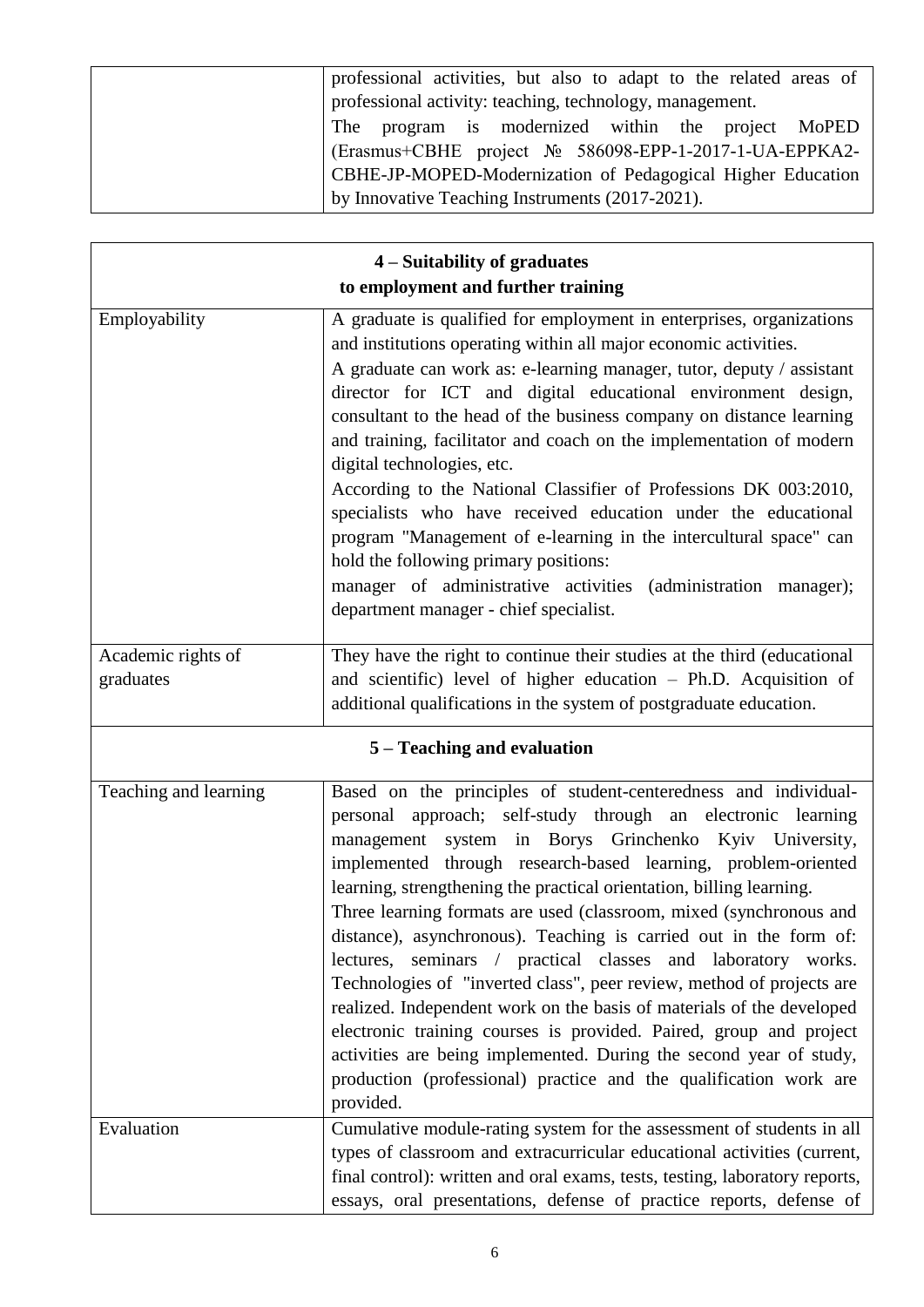| | |
|---|---|
| | professional activities, but also to adapt to the related areas of professional activity: teaching, technology, management.<br>The program is modernized within the project MoPED (Erasmus+CBHE project № 586098-EPP-1-2017-1-UA-EPPKA2-CBHE-JP-MOPED-Modernization of Pedagogical Higher Education by Innovative Teaching Instruments (2017-2021). |

| **4 – Suitability of graduates to employment and further training** | |
|---|---|
| Employability | A graduate is qualified for employment in enterprises, organizations and institutions operating within all major economic activities.<br>A graduate can work as: e-learning manager, tutor, deputy / assistant director for ICT and digital educational environment design, consultant to the head of the business company on distance learning and training, facilitator and coach on the implementation of modern digital technologies, etc.<br>According to the National Classifier of Professions DK 003:2010, specialists who have received education under the educational program "Management of e-learning in the intercultural space" can hold the following primary positions:<br>manager of administrative activities (administration manager); department manager - chief specialist. |
| Academic rights of graduates | They have the right to continue their studies at the third (educational and scientific) level of higher education – Ph.D. Acquisition of additional qualifications in the system of postgraduate education. |
| **5 – Teaching and evaluation** | |
| Teaching and learning | Based on the principles of student-centeredness and individual-personal approach; self-study through an electronic learning management system in Borys Grinchenko Kyiv University, implemented through research-based learning, problem-oriented learning, strengthening the practical orientation, billing learning.<br>Three learning formats are used (classroom, mixed (synchronous and distance), asynchronous). Teaching is carried out in the form of: lectures, seminars / practical classes and laboratory works. Technologies of "inverted class", peer review, method of projects are realized. Independent work on the basis of materials of the developed electronic training courses is provided. Paired, group and project activities are being implemented. During the second year of study, production (professional) practice and the qualification work are provided. |
| Evaluation | Cumulative module-rating system for the assessment of students in all types of classroom and extracurricular educational activities (current, final control): written and oral exams, tests, testing, laboratory reports, essays, oral presentations, defense of practice reports, defense of |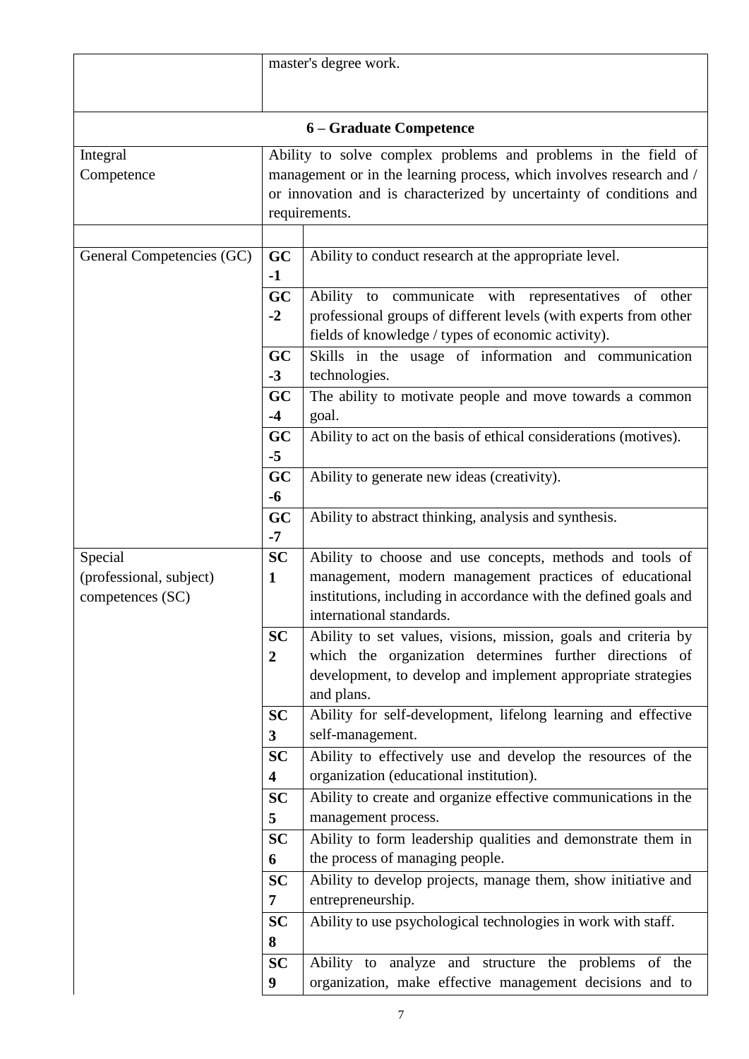| | | |
|---|---|---|
| | master's degree work. | |
| **6 – Graduate Competence** | | |
| Integral Competence | Ability to solve complex problems and problems in the field of management or in the learning process, which involves research and / or innovation and is characterized by uncertainty of conditions and requirements. | |
| | | |
| General Competencies (GC) | **GC -1** | Ability to conduct research at the appropriate level. |
| | **GC -2** | Ability to communicate with representatives of other professional groups of different levels (with experts from other fields of knowledge / types of economic activity). |
| | **GC -3** | Skills in the usage of information and communication technologies. |
| | **GC -4** | The ability to motivate people and move towards a common goal. |
| | **GC -5** | Ability to act on the basis of ethical considerations (motives). |
| | **GC -6** | Ability to generate new ideas (creativity). |
| | **GC -7** | Ability to abstract thinking, analysis and synthesis. |
| Special (professional, subject) competences (SC) | **SC 1** | Ability to choose and use concepts, methods and tools of management, modern management practices of educational institutions, including in accordance with the defined goals and international standards. |
| | **SC 2** | Ability to set values, visions, mission, goals and criteria by which the organization determines further directions of development, to develop and implement appropriate strategies and plans. |
| | **SC 3** | Ability for self-development, lifelong learning and effective self-management. |
| | **SC 4** | Ability to effectively use and develop the resources of the organization (educational institution). |
| | **SC 5** | Ability to create and organize effective communications in the management process. |
| | **SC 6** | Ability to form leadership qualities and demonstrate them in the process of managing people. |
| | **SC 7** | Ability to develop projects, manage them, show initiative and entrepreneurship. |
| | **SC 8** | Ability to use psychological technologies in work with staff. |
| | **SC 9** | Ability to analyze and structure the problems of the organization, make effective management decisions and to |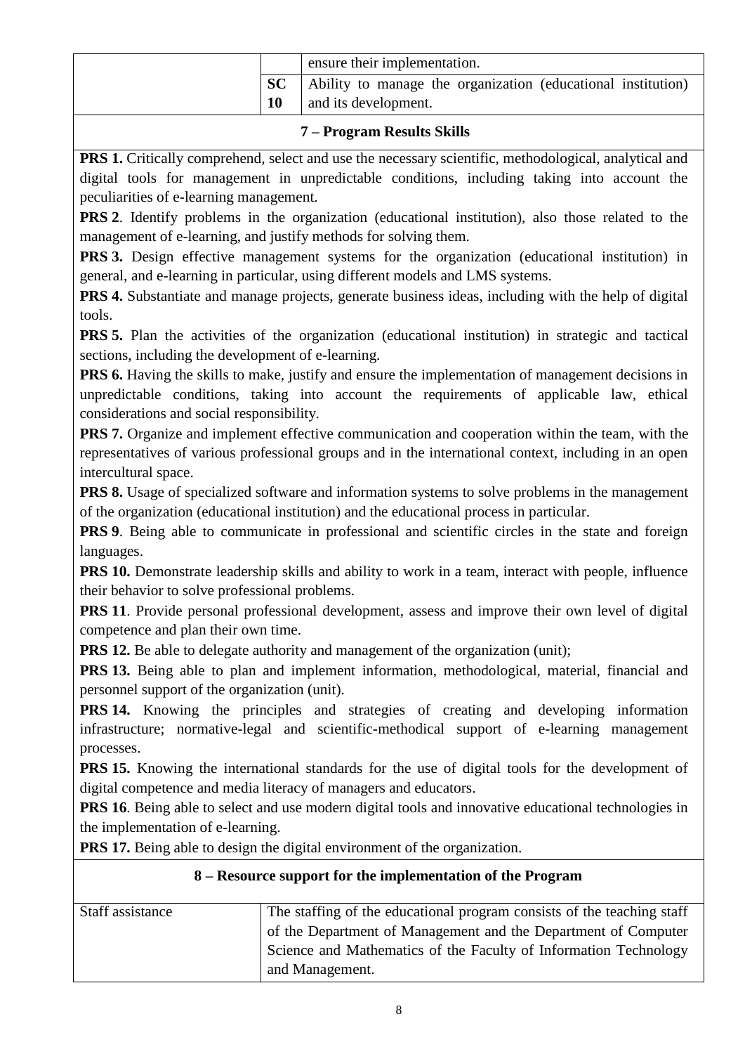| | | |
|---|---|---|
| | | ensure their implementation. |
| | **SC 10** | Ability to manage the organization (educational institution) and its development. |

## 7 – Program Results Skills

**PRS 1.** Critically comprehend, select and use the necessary scientific, methodological, analytical and digital tools for management in unpredictable conditions, including taking into account the peculiarities of e-learning management.

**PRS 2**. Identify problems in the organization (educational institution), also those related to the management of e-learning, and justify methods for solving them.

**PRS 3.** Design effective management systems for the organization (educational institution) in general, and e-learning in particular, using different models and LMS systems.

**PRS 4.** Substantiate and manage projects, generate business ideas, including with the help of digital tools.

**PRS 5.** Plan the activities of the organization (educational institution) in strategic and tactical sections, including the development of e-learning.

**PRS 6.** Having the skills to make, justify and ensure the implementation of management decisions in unpredictable conditions, taking into account the requirements of applicable law, ethical considerations and social responsibility.

**PRS 7.** Organize and implement effective communication and cooperation within the team, with the representatives of various professional groups and in the international context, including in an open intercultural space.

**PRS 8.** Usage of specialized software and information systems to solve problems in the management of the organization (educational institution) and the educational process in particular.

**PRS 9**. Being able to communicate in professional and scientific circles in the state and foreign languages.

**PRS 10.** Demonstrate leadership skills and ability to work in a team, interact with people, influence their behavior to solve professional problems.

**PRS 11**. Provide personal professional development, assess and improve their own level of digital competence and plan their own time.

**PRS 12.** Be able to delegate authority and management of the organization (unit);

**PRS 13.** Being able to plan and implement information, methodological, material, financial and personnel support of the organization (unit).

**PRS 14.** Knowing the principles and strategies of creating and developing information infrastructure; normative-legal and scientific-methodical support of e-learning management processes.

**PRS 15.** Knowing the international standards for the use of digital tools for the development of digital competence and media literacy of managers and educators.

**PRS 16**. Being able to select and use modern digital tools and innovative educational technologies in the implementation of e-learning.

**PRS 17.** Being able to design the digital environment of the organization.

## 8 – Resource support for the implementation of the Program

| | |
|---|---|
| Staff assistance | The staffing of the educational program consists of the teaching staff of the Department of Management and the Department of Computer Science and Mathematics of the Faculty of Information Technology and Management. |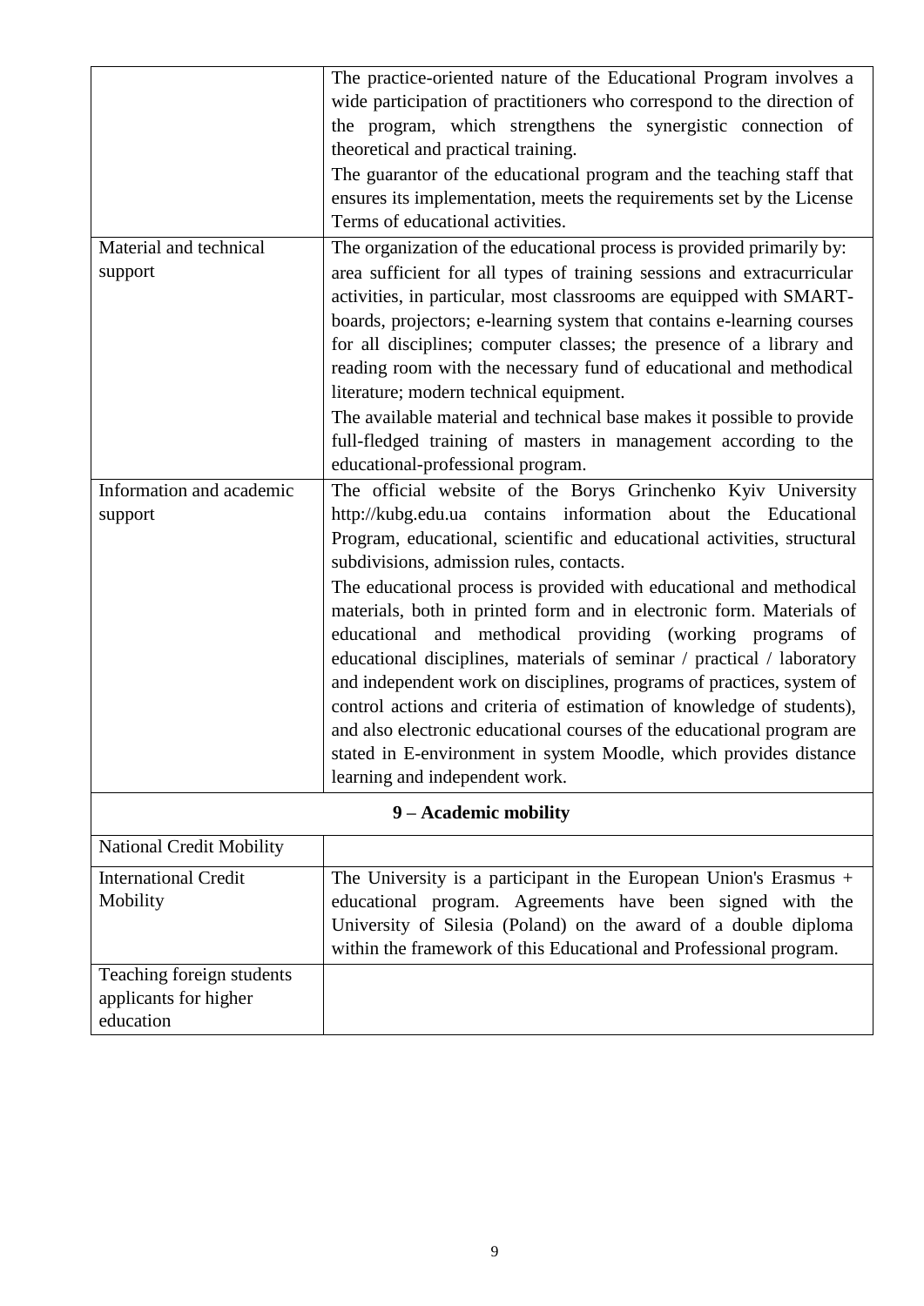| | |
|---|---|
| | The practice-oriented nature of the Educational Program involves a wide participation of practitioners who correspond to the direction of the program, which strengthens the synergistic connection of theoretical and practical training.<br>The guarantor of the educational program and the teaching staff that ensures its implementation, meets the requirements set by the License Terms of educational activities. |
| Material and technical support | The organization of the educational process is provided primarily by: area sufficient for all types of training sessions and extracurricular activities, in particular, most classrooms are equipped with SMART-boards, projectors; e-learning system that contains e-learning courses for all disciplines; computer classes; the presence of a library and reading room with the necessary fund of educational and methodical literature; modern technical equipment.<br>The available material and technical base makes it possible to provide full-fledged training of masters in management according to the educational-professional program. |
| Information and academic support | The official website of the Borys Grinchenko Kyiv University http://kubg.edu.ua contains information about the Educational Program, educational, scientific and educational activities, structural subdivisions, admission rules, contacts.<br>The educational process is provided with educational and methodical materials, both in printed form and in electronic form. Materials of educational and methodical providing (working programs of educational disciplines, materials of seminar / practical / laboratory and independent work on disciplines, programs of practices, system of control actions and criteria of estimation of knowledge of students), and also electronic educational courses of the educational program are stated in E-environment in system Moodle, which provides distance learning and independent work. |
| **9 – Academic mobility** | |
| National Credit Mobility | |
| International Credit Mobility | The University is a participant in the European Union's Erasmus + educational program. Agreements have been signed with the University of Silesia (Poland) on the award of a double diploma within the framework of this Educational and Professional program. |
| Teaching foreign students applicants for higher education | |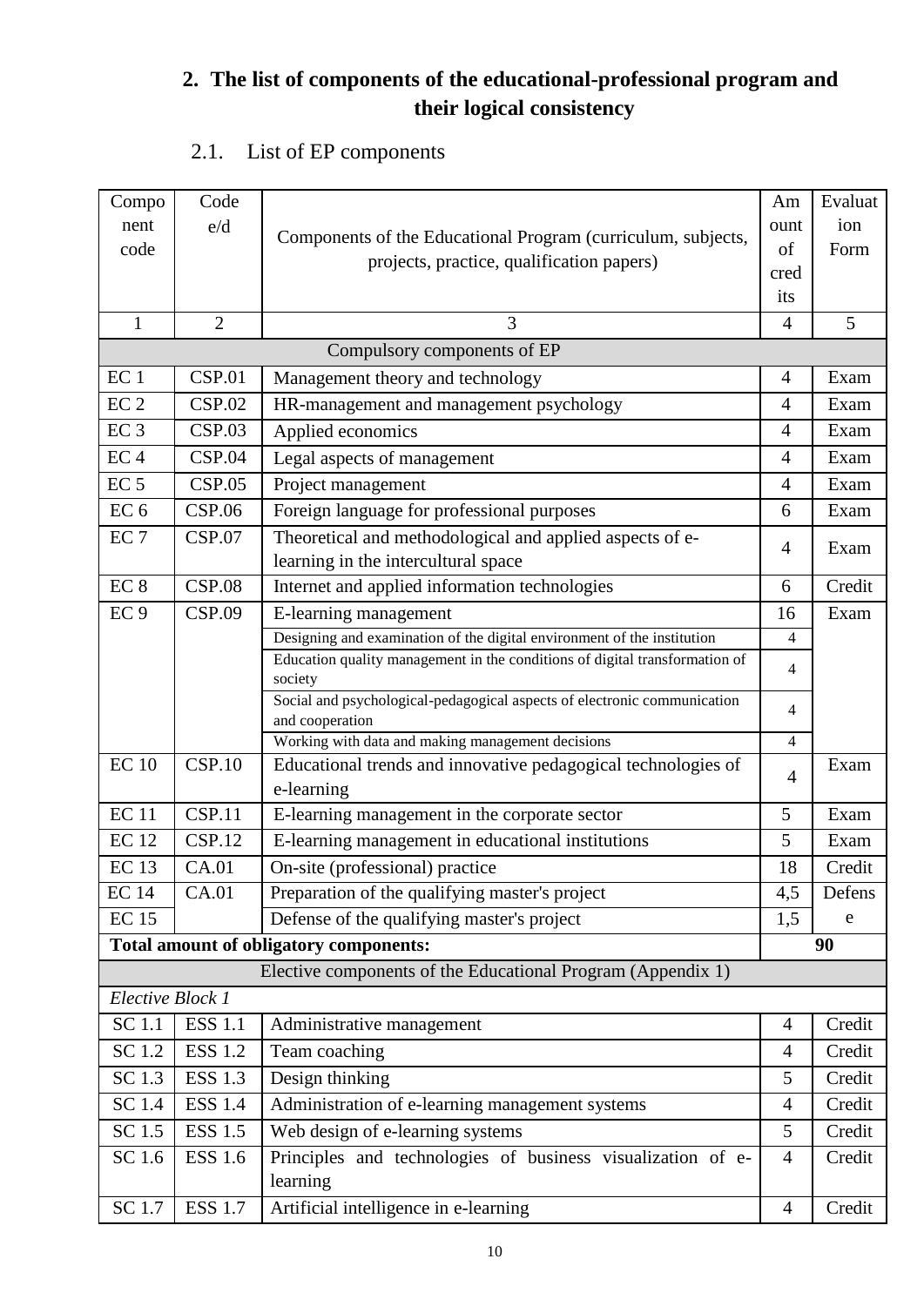## 2. The list of components of the educational-professional program and their logical consistency

### 2.1. List of EP components

| Component code | Code e/d | Components of the Educational Program (curriculum, subjects, projects, practice, qualification papers) | Amount of credits | Evaluation Form |
|---|---|---|---|---|
| 1 | 2 | 3 | 4 | 5 |
| Compulsory components of EP | | | | |
| EC 1 | CSP.01 | Management theory and technology | 4 | Exam |
| EC 2 | CSP.02 | HR-management and management psychology | 4 | Exam |
| EC 3 | CSP.03 | Applied economics | 4 | Exam |
| EC 4 | CSP.04 | Legal aspects of management | 4 | Exam |
| EC 5 | CSP.05 | Project management | 4 | Exam |
| EC 6 | CSP.06 | Foreign language for professional purposes | 6 | Exam |
| EC 7 | CSP.07 | Theoretical and methodological and applied aspects of e-learning in the intercultural space | 4 | Exam |
| EC 8 | CSP.08 | Internet and applied information technologies | 6 | Credit |
| EC 9 | CSP.09 | E-learning management | 16 | Exam |
| | | Designing and examination of the digital environment of the institution | 4 | |
| | | Education quality management in the conditions of digital transformation of society | 4 | |
| | | Social and psychological-pedagogical aspects of electronic communication and cooperation | 4 | |
| | | Working with data and making management decisions | 4 | |
| EC 10 | CSP.10 | Educational trends and innovative pedagogical technologies of e-learning | 4 | Exam |
| EC 11 | CSP.11 | E-learning management in the corporate sector | 5 | Exam |
| EC 12 | CSP.12 | E-learning management in educational institutions | 5 | Exam |
| EC 13 | CA.01 | On-site (professional) practice | 18 | Credit |
| EC 14 | CA.01 | Preparation of the qualifying master's project | 4,5 | Defense |
| EC 15 | | Defense of the qualifying master's project | 1,5 | |
| **Total amount of obligatory components:** | | | **90** | |
| Elective components of the Educational Program (Appendix 1) | | | | |
| *Elective Block 1* | | | | |
| SC 1.1 | ESS 1.1 | Administrative management | 4 | Credit |
| SC 1.2 | ESS 1.2 | Team coaching | 4 | Credit |
| SC 1.3 | ESS 1.3 | Design thinking | 5 | Credit |
| SC 1.4 | ESS 1.4 | Administration of e-learning management systems | 4 | Credit |
| SC 1.5 | ESS 1.5 | Web design of e-learning systems | 5 | Credit |
| SC 1.6 | ESS 1.6 | Principles and technologies of business visualization of e-learning | 4 | Credit |
| SC 1.7 | ESS 1.7 | Artificial intelligence in e-learning | 4 | Credit |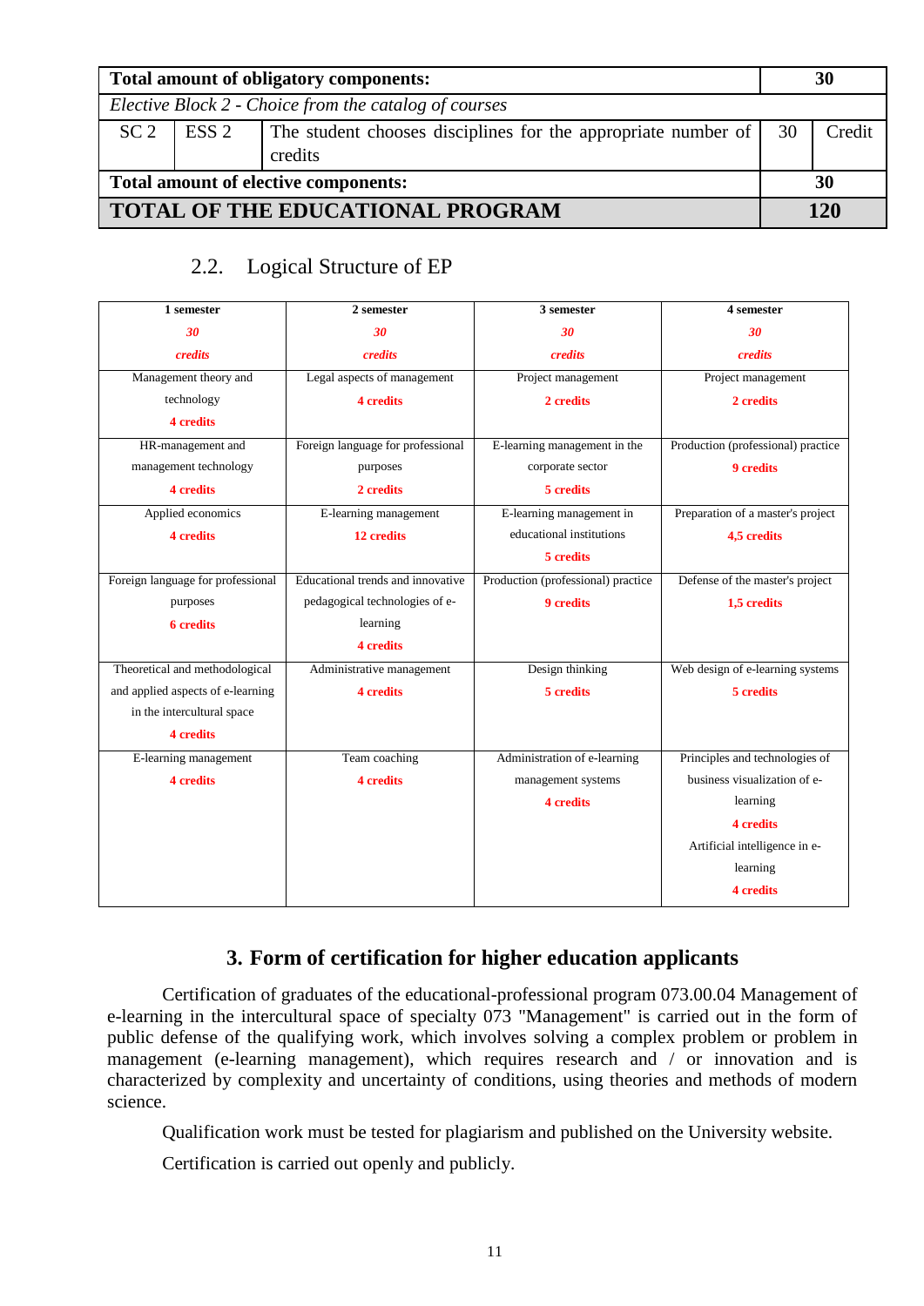| Total amount of obligatory components: | | | 30 | |
|---|---|---|---|---|
| *Elective Block 2 - Choice from the catalog of courses* | | | | |
| SC 2 | ESS 2 | The student chooses disciplines for the appropriate number of credits | 30 | Credit |
| **Total amount of elective components:** | | | **30** | |
| **TOTAL OF THE EDUCATIONAL PROGRAM** | | | **120** | |

## 2.2. Logical Structure of EP

| 1 semester *30 credits* | 2 semester *30 credits* | 3 semester *30 credits* | 4 semester *30 credits* |
|---|---|---|---|
| Management theory and technology **4 credits** | Legal aspects of management **4 credits** | Project management **2 credits** | Project management **2 credits** |
| HR-management and management technology **4 credits** | Foreign language for professional purposes **2 credits** | E-learning management in the corporate sector **5 credits** | Production (professional) practice **9 credits** |
| Applied economics **4 credits** | E-learning management **12 credits** | E-learning management in educational institutions **5 credits** | Preparation of a master's project **4,5 credits** |
| Foreign language for professional purposes **6 credits** | Educational trends and innovative pedagogical technologies of e-learning **4 credits** | Production (professional) practice **9 credits** | Defense of the master's project **1,5 credits** |
| Theoretical and methodological and applied aspects of e-learning in the intercultural space **4 credits** | Administrative management **4 credits** | Design thinking **5 credits** | Web design of e-learning systems **5 credits** |
| E-learning management **4 credits** | Team coaching **4 credits** | Administration of e-learning management systems **4 credits** | Principles and technologies of business visualization of e-learning **4 credits** Artificial intelligence in e-learning **4 credits** |

# 3. Form of certification for higher education applicants

Certification of graduates of the educational-professional program 073.00.04 Management of e-learning in the intercultural space of specialty 073 "Management" is carried out in the form of public defense of the qualifying work, which involves solving a complex problem or problem in management (e-learning management), which requires research and / or innovation and is characterized by complexity and uncertainty of conditions, using theories and methods of modern science.

Qualification work must be tested for plagiarism and published on the University website.

Certification is carried out openly and publicly.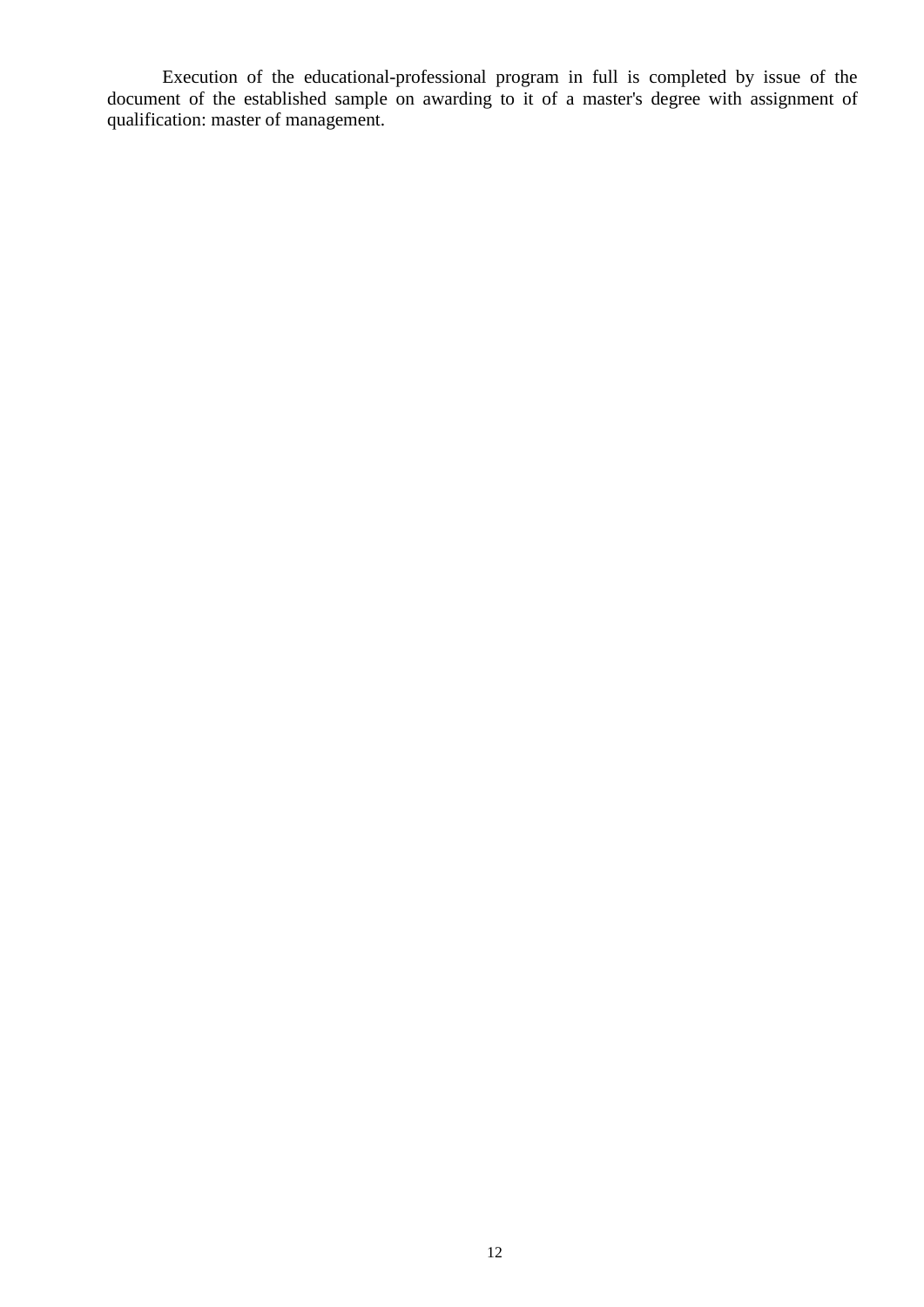Execution of the educational-professional program in full is completed by issue of the document of the established sample on awarding to it of a master's degree with assignment of qualification: master of management.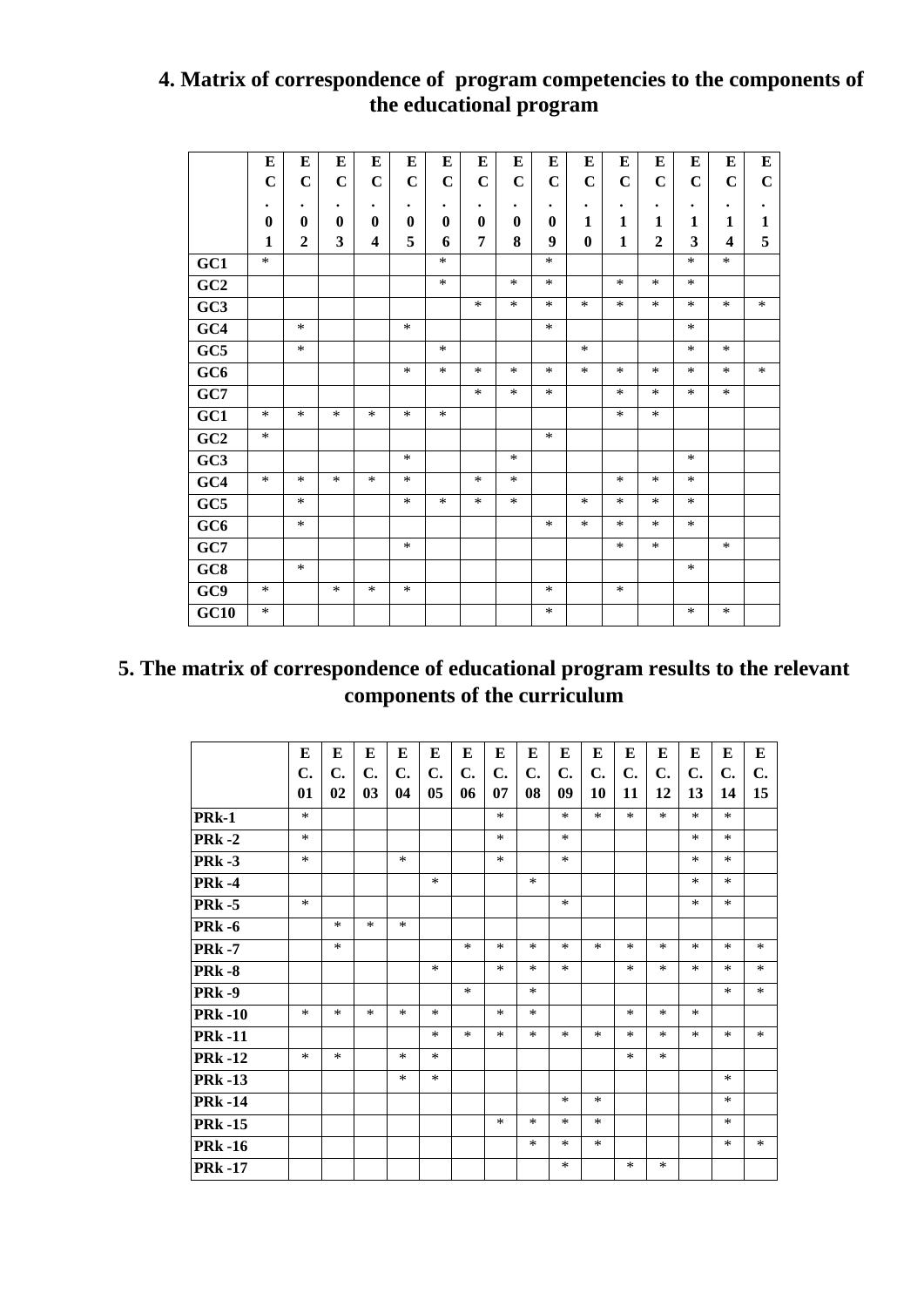## 4. Matrix of correspondence of program competencies to the components of the educational program

| | EC.01 | EC.02 | EC.03 | EC.04 | EC.05 | EC.06 | EC.07 | EC.08 | EC.09 | EC.10 | EC.11 | EC.12 | EC.13 | EC.14 | EC.15 |
|---|---|---|---|---|---|---|---|---|---|---|---|---|---|---|---|
| GC1 | * | | | | | * | | | * | | | | * | * | |
| GC2 | | | | | | * | | * | * | | * | * | * | | |
| GC3 | | | | | | | * | * | * | * | * | * | * | * | * |
| GC4 | | * | | | * | | | | * | | | | * | | |
| GC5 | | * | | | | * | | | | * | | | * | * | |
| GC6 | | | | | * | * | * | * | * | * | * | * | * | * | * |
| GC7 | | | | | | | * | * | * | | * | * | * | * | |
| GC1 | * | * | * | * | * | * | | | | | * | * | | | |
| GC2 | * | | | | | | | | * | | | | | | |
| GC3 | | | | | * | | | * | | | | | * | | |
| GC4 | * | * | * | * | * | | * | * | | | * | * | * | | |
| GC5 | | * | | | * | * | * | * | | * | * | * | * | | |
| GC6 | | * | | | | | | | * | * | * | * | * | | |
| GC7 | | | | | * | | | | | | * | * | | * | |
| GC8 | | * | | | | | | | | | | | * | | |
| GC9 | * | | * | * | * | | | | * | | * | | | | |
| GC10 | * | | | | | | | | * | | | | * | * | |

## 5. The matrix of correspondence of educational program results to the relevant components of the curriculum

| | E C. 01 | E C. 02 | E C. 03 | E C. 04 | E C. 05 | E C. 06 | E C. 07 | E C. 08 | E C. 09 | E C. 10 | E C. 11 | E C. 12 | E C. 13 | E C. 14 | E C. 15 |
|---|---|---|---|---|---|---|---|---|---|---|---|---|---|---|---|
| PRk-1 | * | | | | | | * | | * | * | * | * | * | * | |
| PRk -2 | * | | | | | | * | | * | | | | * | * | |
| PRk -3 | * | | | * | | | * | | * | | | | * | * | |
| PRk -4 | | | | | * | | | * | | | | | * | * | |
| PRk -5 | * | | | | | | | | * | | | | * | * | |
| PRk -6 | | * | * | * | | | | | | | | | | | |
| PRk -7 | | * | | | | * | * | * | * | * | * | * | * | * | * |
| PRk -8 | | | | | * | | * | * | * | | * | * | * | * | * |
| PRk -9 | | | | | | * | | * | | | | | | * | * |
| PRk -10 | * | * | * | * | * | | * | * | | | * | * | * | | |
| PRk -11 | | | | | * | * | * | * | * | * | * | * | * | * | * |
| PRk -12 | * | * | | * | * | | | | | | * | * | | | |
| PRk -13 | | | | * | * | | | | | | | | | * | |
| PRk -14 | | | | | | | | | * | * | | | | * | |
| PRk -15 | | | | | | | * | * | * | * | | | | * | |
| PRk -16 | | | | | | | | * | * | * | | | | * | * |
| PRk -17 | | | | | | | | | * | | * | * | | | |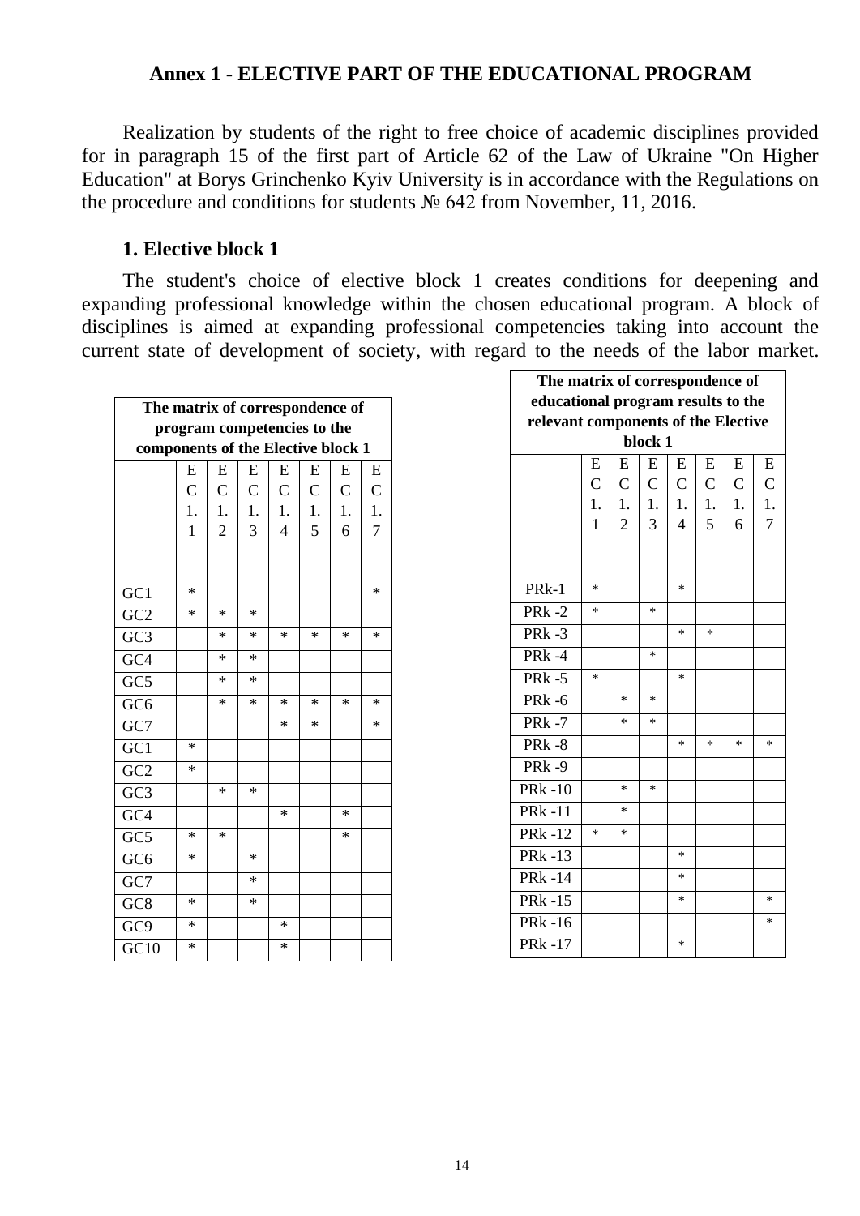## Annex 1 - ELECTIVE PART OF THE EDUCATIONAL PROGRAM

Realization by students of the right to free choice of academic disciplines provided for in paragraph 15 of the first part of Article 62 of the Law of Ukraine "On Higher Education" at Borys Grinchenko Kyiv University is in accordance with the Regulations on the procedure and conditions for students № 642 from November, 11, 2016.

### 1. Elective block 1

The student's choice of elective block 1 creates conditions for deepening and expanding professional knowledge within the chosen educational program. A block of disciplines is aimed at expanding professional competencies taking into account the current state of development of society, with regard to the needs of the labor market.

**The matrix of correspondence of program competencies to the components of the Elective block 1**

| | EC 1.1 | EC 1.2 | EC 1.3 | EC 1.4 | EC 1.5 | EC 1.6 | EC 1.7 |
|---|---|---|---|---|---|---|---|
| GC1 | * | | | | | | * |
| GC2 | * | * | * | | | | |
| GC3 | | * | * | * | * | * | * |
| GC4 | | * | * | | | | |
| GC5 | | * | * | | | | |
| GC6 | | * | * | * | * | * | * |
| GC7 | | | | * | * | | * |
| GC1 | * | | | | | | |
| GC2 | * | | | | | | |
| GC3 | | * | * | | | | |
| GC4 | | | | * | | * | |
| GC5 | * | * | | | | * | |
| GC6 | * | | * | | | | |
| GC7 | | | * | | | | |
| GC8 | * | | * | | | | |
| GC9 | * | | | * | | | |
| GC10 | * | | | * | | | |

**The matrix of correspondence of educational program results to the relevant components of the Elective block 1**

| | EC 1.1 | EC 1.2 | EC 1.3 | EC 1.4 | EC 1.5 | EC 1.6 | EC 1.7 |
|---|---|---|---|---|---|---|---|
| PRk-1 | * | | | * | | | |
| PRk -2 | * | | * | | | | |
| PRk -3 | | | | * | * | | |
| PRk -4 | | | * | | | | |
| PRk -5 | * | | | * | | | |
| PRk -6 | | * | * | | | | |
| PRk -7 | | * | * | | | | |
| PRk -8 | | | | * | * | * | * |
| PRk -9 | | | | | | | |
| PRk -10 | | * | * | | | | |
| PRk -11 | | * | | | | | |
| PRk -12 | * | * | | | | | |
| PRk -13 | | | | * | | | |
| PRk -14 | | | | * | | | |
| PRk -15 | | | | * | | | * |
| PRk -16 | | | | | | | * |
| PRk -17 | | | | * | | | |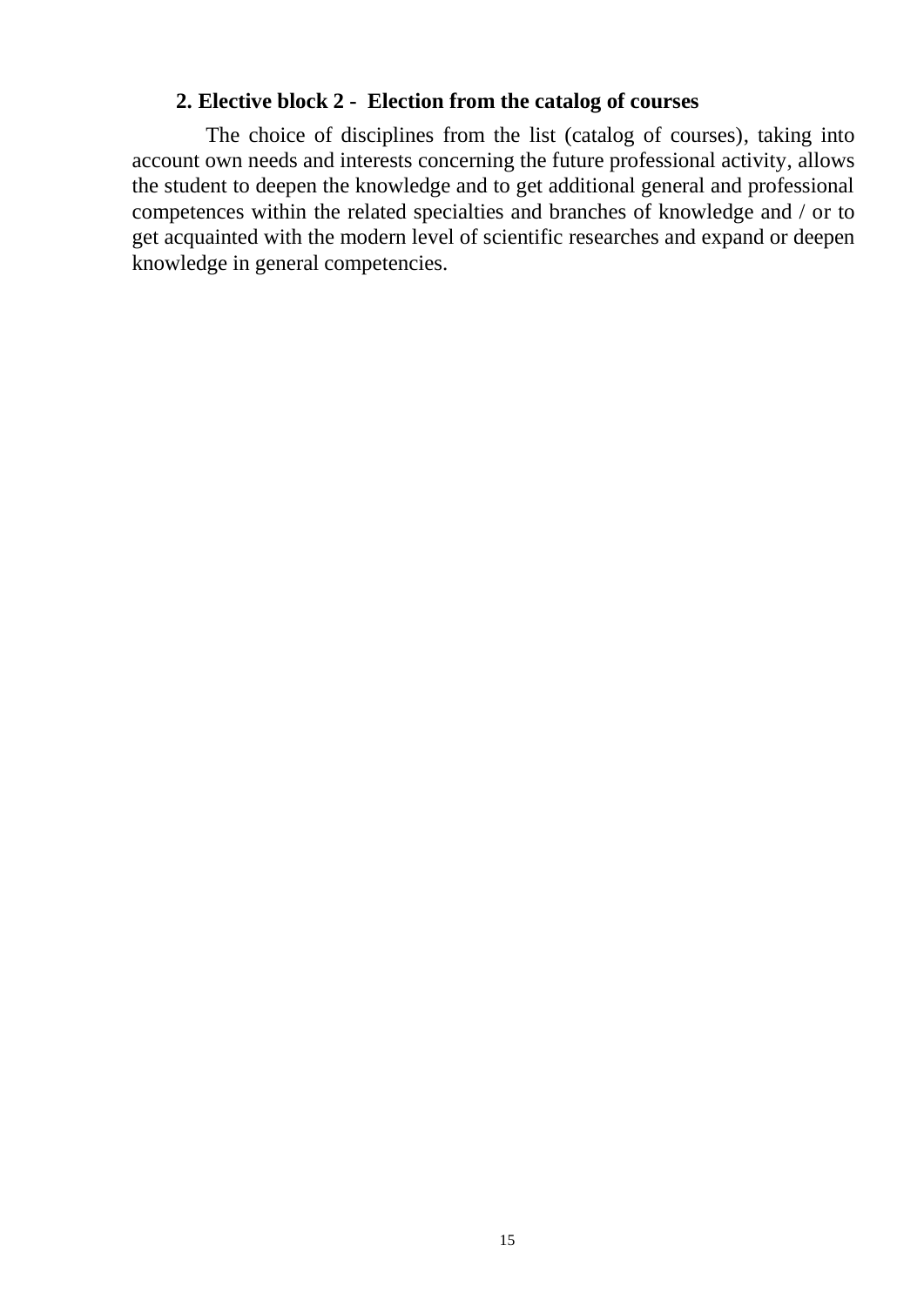## 2. Elective block 2 - Election from the catalog of courses

The choice of disciplines from the list (catalog of courses), taking into account own needs and interests concerning the future professional activity, allows the student to deepen the knowledge and to get additional general and professional competences within the related specialties and branches of knowledge and / or to get acquainted with the modern level of scientific researches and expand or deepen knowledge in general competencies.